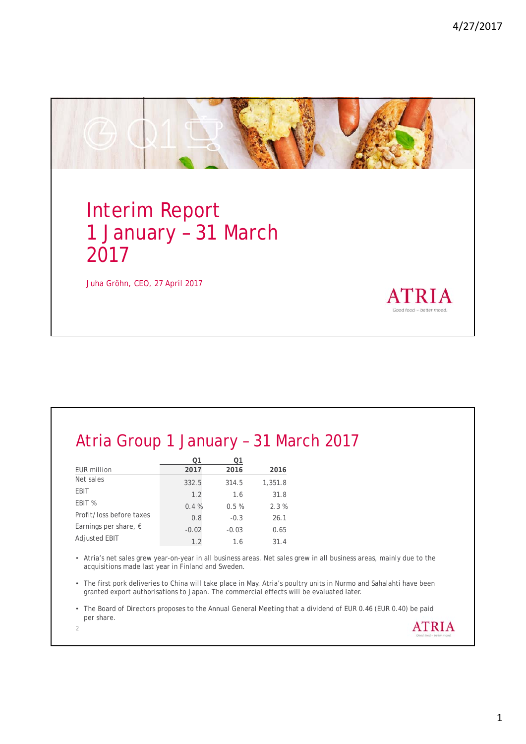# Interim Report 1 January – 31 March 2017

Juha Gröhn, CEO, 27 April 2017

ATRIA

Good food – better mood.

## Atria Group 1 January – 31 March 2017

| EUR million | Q1 2017 | Q1 2016 | 2016 |
|---|---|---|---|
| Net sales | 332.5 | 314.5 | 1,351.8 |
| EBIT | 1.2 | 1.6 | 31.8 |
| EBIT % | 0.4 % | 0.5 % | 2.3 % |
| Profit/loss before taxes | 0.8 | -0.3 | 26.1 |
| Earnings per share, € | -0.02 | -0.03 | 0.65 |
| Adjusted EBIT | 1.2 | 1.6 | 31.4 |

- Atria's net sales grew year-on-year in all business areas. Net sales grew in all business areas, mainly due to the acquisitions made last year in Finland and Sweden.
- The first pork deliveries to China will take place in May. Atria's poultry units in Nurmo and Sahalahti have been granted export authorisations to Japan. The commercial effects will be evaluated later.
- The Board of Directors proposes to the Annual General Meeting that a dividend of EUR 0.46 (EUR 0.40) be paid per share.

ATRIA

Good food – better mood.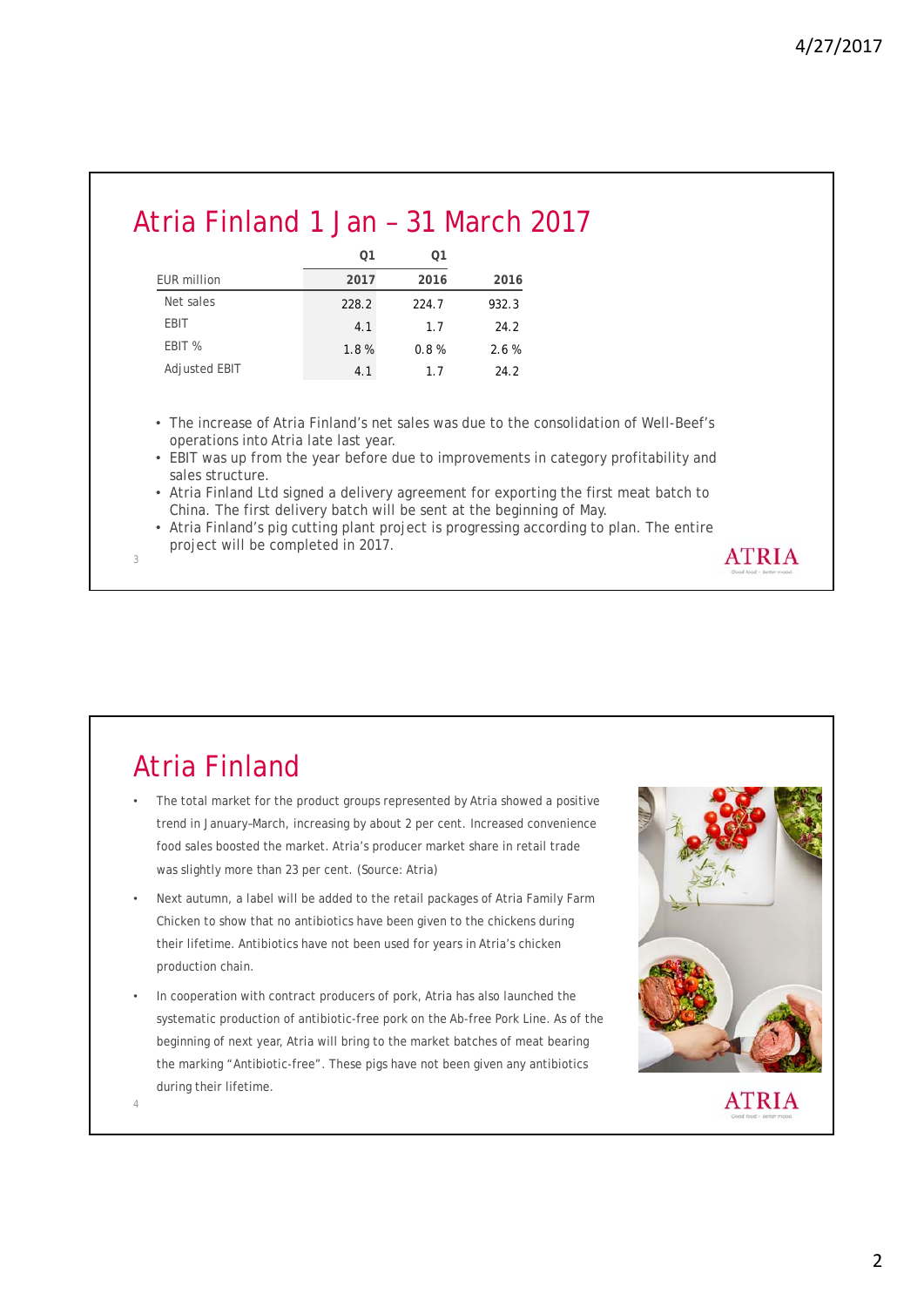# Atria Finland 1 Jan – 31 March 2017

| EUR million | Q1 2017 | Q1 2016 | 2016 |
|---|---|---|---|
| Net sales | 228.2 | 224.7 | 932.3 |
| EBIT | 4.1 | 1.7 | 24.2 |
| EBIT % | 1.8 % | 0.8 % | 2.6 % |
| Adjusted EBIT | 4.1 | 1.7 | 24.2 |

- The increase of Atria Finland's net sales was due to the consolidation of Well-Beef's operations into Atria late last year.
- EBIT was up from the year before due to improvements in category profitability and sales structure.
- Atria Finland Ltd signed a delivery agreement for exporting the first meat batch to China. The first delivery batch will be sent at the beginning of May.
- Atria Finland's pig cutting plant project is progressing according to plan. The entire project will be completed in 2017.

# Atria Finland

- The total market for the product groups represented by Atria showed a positive trend in January–March, increasing by about 2 per cent. Increased convenience food sales boosted the market. Atria's producer market share in retail trade was slightly more than 23 per cent. (Source: Atria)
- Next autumn, a label will be added to the retail packages of Atria Family Farm Chicken to show that no antibiotics have been given to the chickens during their lifetime. Antibiotics have not been used for years in Atria's chicken production chain.
- In cooperation with contract producers of pork, Atria has also launched the systematic production of antibiotic-free pork on the Ab-free Pork Line. As of the beginning of next year, Atria will bring to the market batches of meat bearing the marking "Antibiotic-free". These pigs have not been given any antibiotics during their lifetime.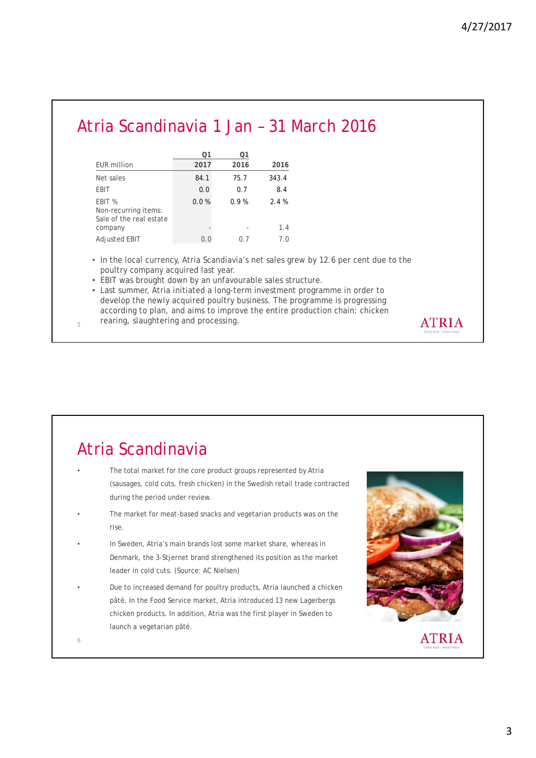# Atria Scandinavia 1 Jan – 31 March 2016

| EUR million | Q1 2017 | Q1 2016 | 2016 |
|---|---|---|---|
| Net sales | 84.1 | 75.7 | 343.4 |
| EBIT | 0.0 | 0.7 | 8.4 |
| EBIT % | 0.0 % | 0.9 % | 2.4 % |
| Non-recurring items: Sale of the real estate company | - | - | 1.4 |
| Adjusted EBIT | 0.0 | 0.7 | 7.0 |

- In the local currency, Atria Scandiavia's net sales grew by 12.6 per cent due to the poultry company acquired last year.
- EBIT was brought down by an unfavourable sales structure.
- Last summer, Atria initiated a long-term investment programme in order to develop the newly acquired poultry business. The programme is progressing according to plan, and aims to improve the entire production chain: chicken rearing, slaughtering and processing.

# Atria Scandinavia

- The total market for the core product groups represented by Atria (sausages, cold cuts, fresh chicken) in the Swedish retail trade contracted during the period under review.
- The market for meat-based snacks and vegetarian products was on the rise.
- In Sweden, Atria's main brands lost some market share, whereas in Denmark, the 3-Stjernet brand strengthened its position as the market leader in cold cuts. (Source: AC Nielsen)
- Due to increased demand for poultry products, Atria launched a chicken pâté. In the Food Service market, Atria introduced 13 new Lagerbergs chicken products. In addition, Atria was the first player in Sweden to launch a vegetarian pâté.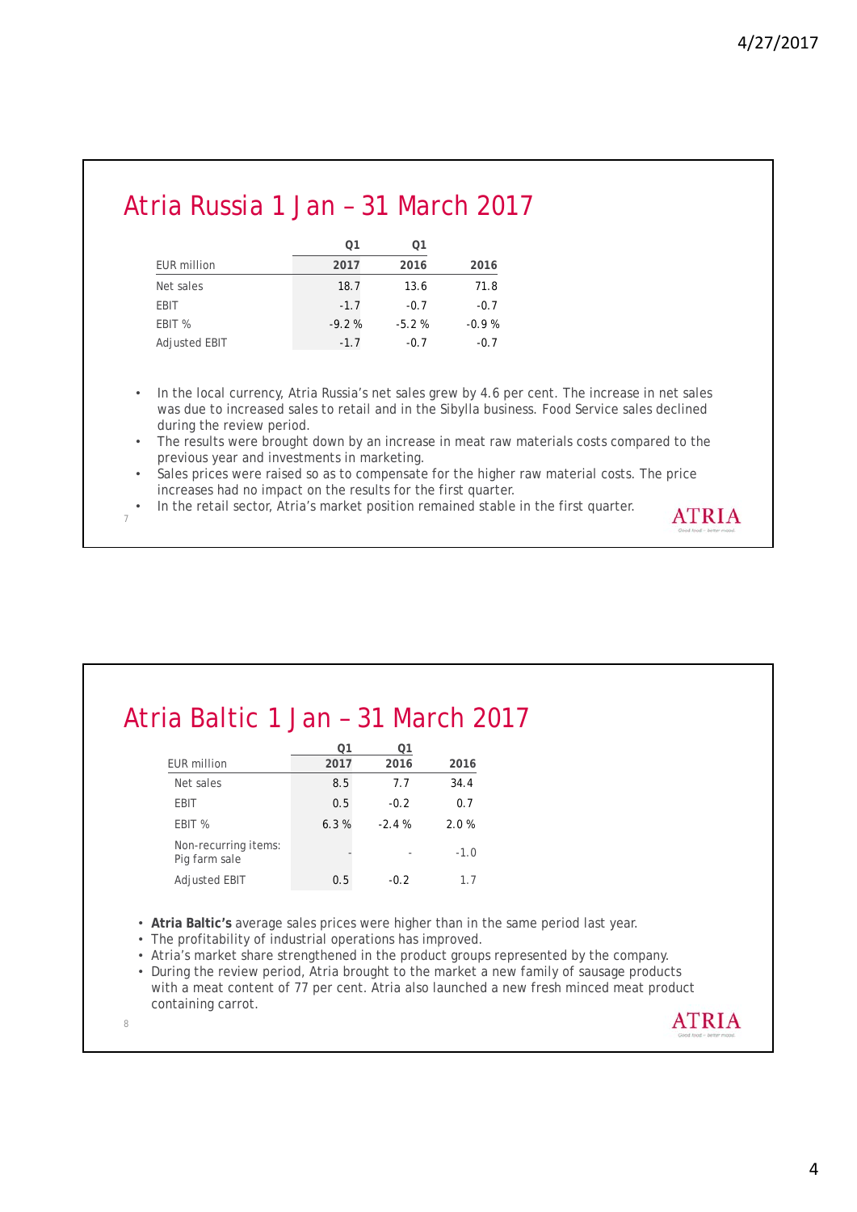## Atria Russia 1 Jan – 31 March 2017

| EUR million | Q1 2017 | Q1 2016 | 2016 |
|---|---|---|---|
| Net sales | 18.7 | 13.6 | 71.8 |
| EBIT | -1.7 | -0.7 | -0.7 |
| EBIT % | -9.2 % | -5.2 % | -0.9 % |
| Adjusted EBIT | -1.7 | -0.7 | -0.7 |

- In the local currency, Atria Russia's net sales grew by 4.6 per cent. The increase in net sales was due to increased sales to retail and in the Sibylla business. Food Service sales declined during the review period.
- The results were brought down by an increase in meat raw materials costs compared to the previous year and investments in marketing.
- Sales prices were raised so as to compensate for the higher raw material costs. The price increases had no impact on the results for the first quarter.
- In the retail sector, Atria's market position remained stable in the first quarter.

## Atria Baltic 1 Jan – 31 March 2017

| EUR million | Q1 2017 | Q1 2016 | 2016 |
|---|---|---|---|
| Net sales | 8.5 | 7.7 | 34.4 |
| EBIT | 0.5 | -0.2 | 0.7 |
| EBIT % | 6.3 % | -2.4 % | 2.0 % |
| Non-recurring items: Pig farm sale | - | - | -1.0 |
| Adjusted EBIT | 0.5 | -0.2 | 1.7 |

- **Atria Baltic's** average sales prices were higher than in the same period last year.
- The profitability of industrial operations has improved.
- Atria's market share strengthened in the product groups represented by the company.
- During the review period, Atria brought to the market a new family of sausage products with a meat content of 77 per cent. Atria also launched a new fresh minced meat product containing carrot.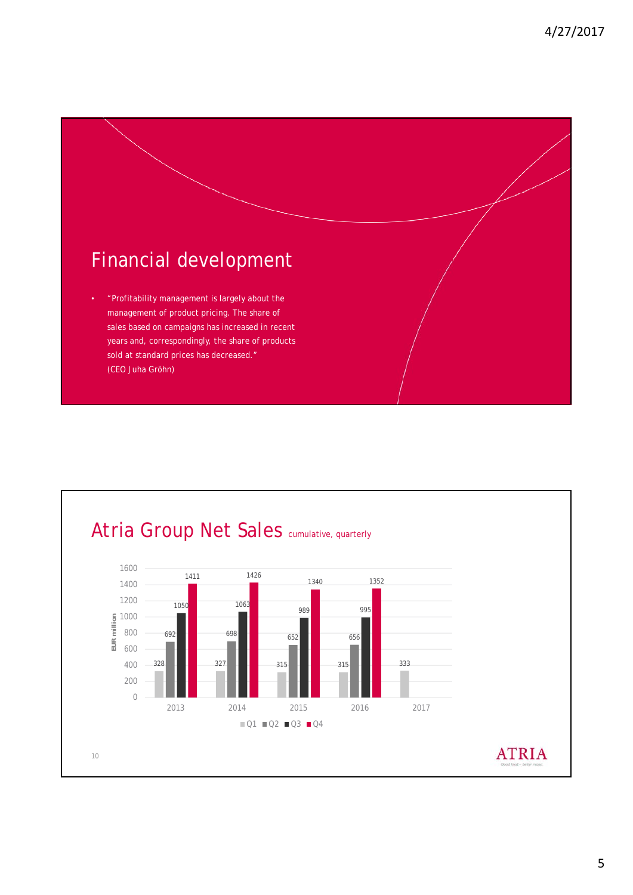# Financial development

- "Profitability management is largely about the management of product pricing. The share of sales based on campaigns has increased in recent years and, correspondingly, the share of products sold at standard prices has decreased." (CEO Juha Gröhn)

# Atria Group Net Sales cumulative, quarterly

EUR million

1600
1400
1200
1000
800
600
400
200
0

2013: 328, 692, 1050, 1411
2014: 327, 698, 1063, 1426
2015: 315, 652, 989, 1340
2016: 315, 656, 995, 1352
2017: 333

Q1 Q2 Q3 Q4

ATRIA
Good food – better mood.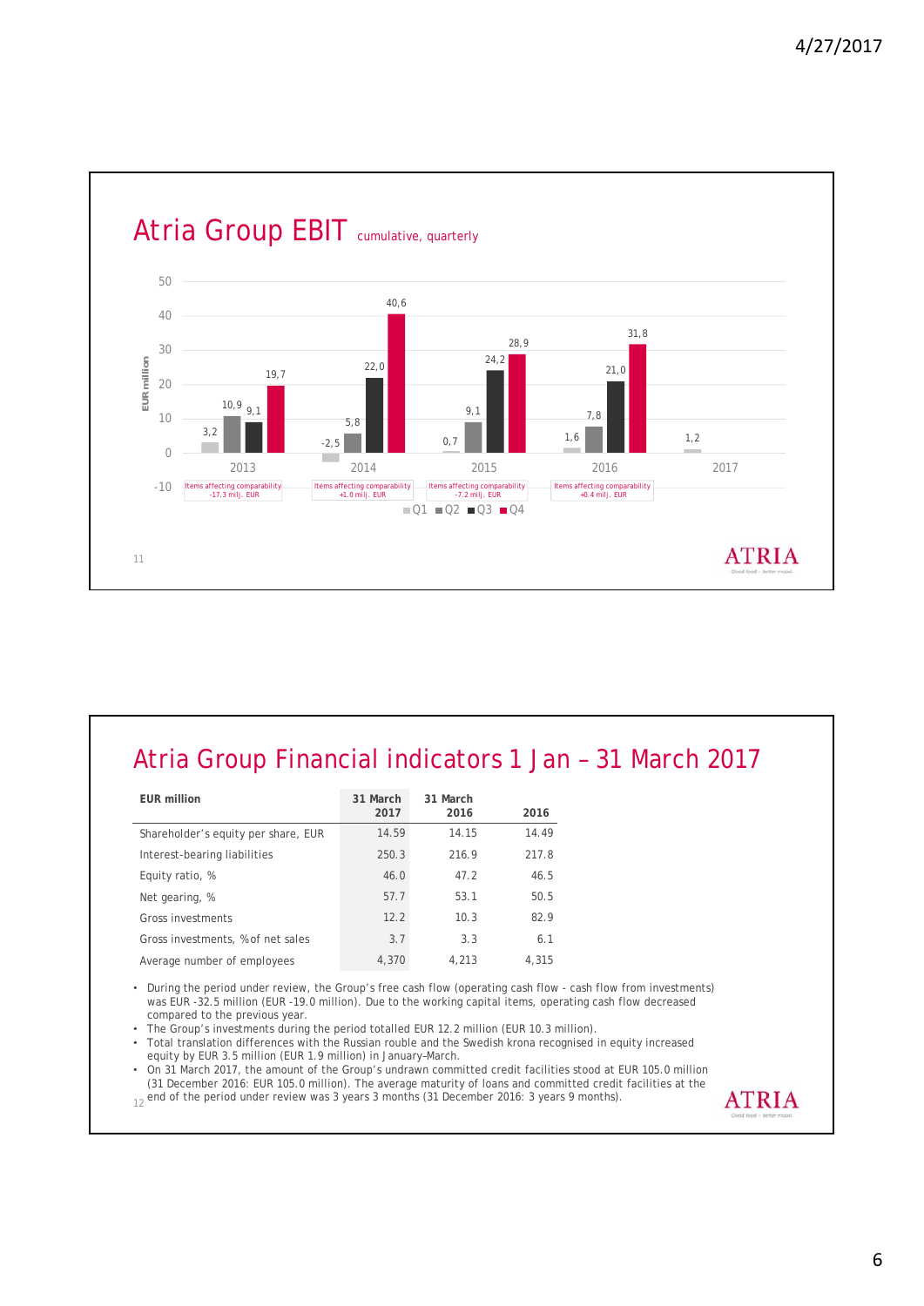## Atria Group EBIT cumulative, quarterly

50
40
30
20
10
0
-10

EUR million

3,2 10,9 9,1 19,7
-2,5 5,8 22,0 40,6
0,7 9,1 24,2 28,9
1,6 7,8 21,0 31,8
1,2

2013 2014 2015 2016 2017

Items affecting comparability -17.3 milj. EUR
Items affecting comparability +1.0 milj. EUR
Items affecting comparability -7.2 milj. EUR
Items affecting comparability +0.4 milj. EUR

Q1 Q2 Q3 Q4

## Atria Group Financial indicators 1 Jan – 31 March 2017

| EUR million | 31 March 2017 | 31 March 2016 | 2016 |
|---|---|---|---|
| Shareholder's equity per share, EUR | 14.59 | 14.15 | 14.49 |
| Interest-bearing liabilities | 250.3 | 216.9 | 217.8 |
| Equity ratio, % | 46.0 | 47.2 | 46.5 |
| Net gearing, % | 57.7 | 53.1 | 50.5 |
| Gross investments | 12.2 | 10.3 | 82.9 |
| Gross investments, % of net sales | 3.7 | 3.3 | 6.1 |
| Average number of employees | 4,370 | 4,213 | 4,315 |

- During the period under review, the Group's free cash flow (operating cash flow - cash flow from investments) was EUR -32.5 million (EUR -19.0 million). Due to the working capital items, operating cash flow decreased compared to the previous year.
- The Group's investments during the period totalled EUR 12.2 million (EUR 10.3 million).
- Total translation differences with the Russian rouble and the Swedish krona recognised in equity increased equity by EUR 3.5 million (EUR 1.9 million) in January–March.
- On 31 March 2017, the amount of the Group's undrawn committed credit facilities stood at EUR 105.0 million (31 December 2016: EUR 105.0 million). The average maturity of loans and committed credit facilities at the end of the period under review was 3 years 3 months (31 December 2016: 3 years 9 months).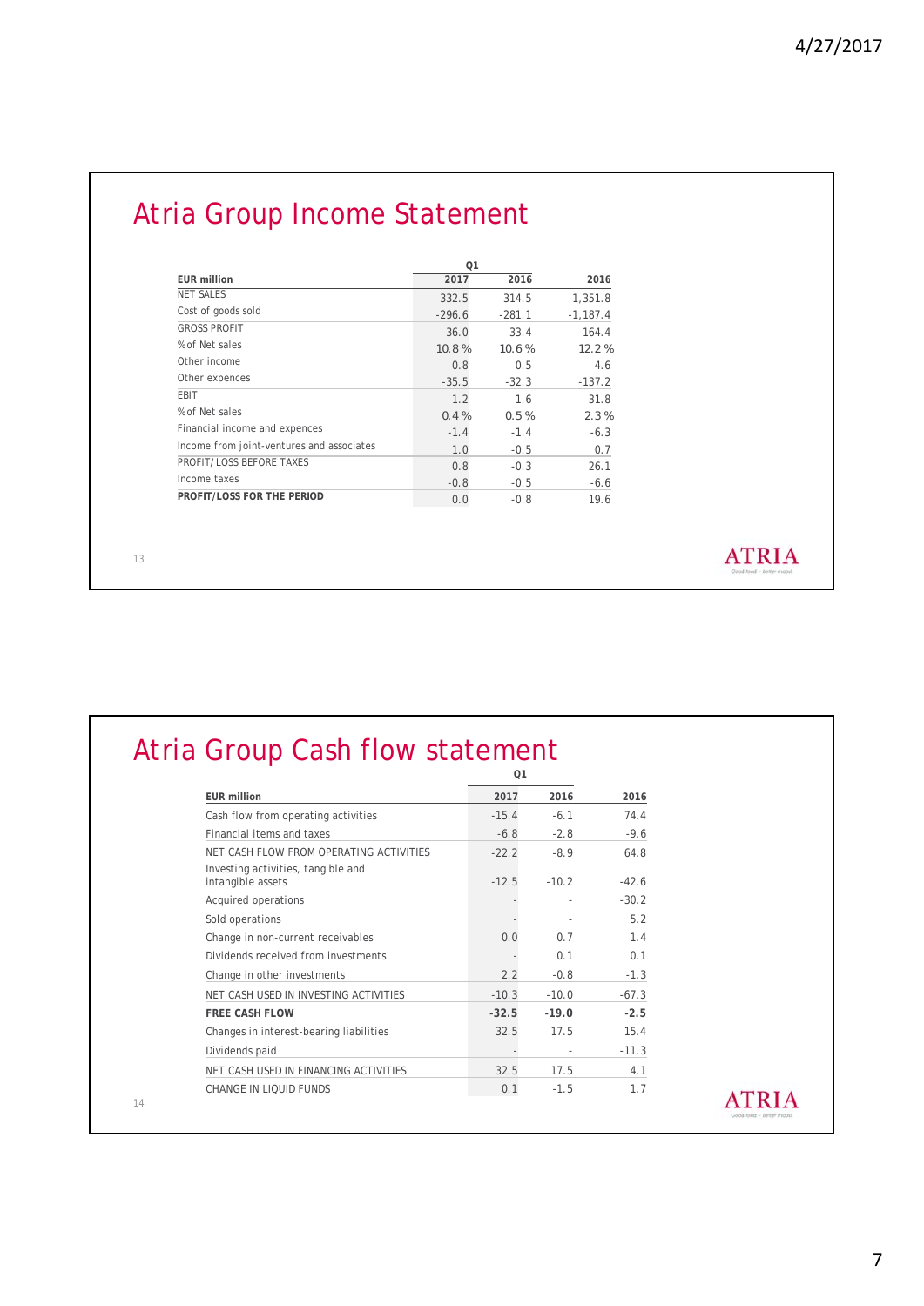# Atria Group Income Statement

| EUR million | Q1 2017 | Q1 2016 | 2016 |
|---|---|---|---|
| NET SALES | 332.5 | 314.5 | 1,351.8 |
| Cost of goods sold | -296.6 | -281.1 | -1,187.4 |
| GROSS PROFIT | 36.0 | 33.4 | 164.4 |
| %of Net sales | 10.8 % | 10.6 % | 12.2 % |
| Other income | 0.8 | 0.5 | 4.6 |
| Other expences | -35.5 | -32.3 | -137.2 |
| EBIT | 1.2 | 1.6 | 31.8 |
| % of Net sales | 0.4 % | 0.5 % | 2.3 % |
| Financial income and expences | -1.4 | -1.4 | -6.3 |
| Income from joint-ventures and associates | 1.0 | -0.5 | 0.7 |
| PROFIT/ LOSS BEFORE TAXES | 0.8 | -0.3 | 26.1 |
| Income taxes | -0.8 | -0.5 | -6.6 |
| **PROFIT/LOSS FOR THE PERIOD** | 0.0 | -0.8 | 19.6 |

# Atria Group Cash flow statement

| EUR million | Q1 2017 | Q1 2016 | 2016 |
|---|---|---|---|
| Cash flow from operating activities | -15.4 | -6.1 | 74.4 |
| Financial items and taxes | -6.8 | -2.8 | -9.6 |
| NET CASH FLOW FROM OPERATING ACTIVITIES | -22.2 | -8.9 | 64.8 |
| Investing activities, tangible and intangible assets | -12.5 | -10.2 | -42.6 |
| Acquired operations | - | - | -30.2 |
| Sold operations | - | - | 5.2 |
| Change in non-current receivables | 0.0 | 0.7 | 1.4 |
| Dividends received from investments | - | 0.1 | 0.1 |
| Change in other investments | 2.2 | -0.8 | -1.3 |
| NET CASH USED IN INVESTING ACTIVITIES | -10.3 | -10.0 | -67.3 |
| **FREE CASH FLOW** | **-32.5** | **-19.0** | **-2.5** |
| Changes in interest-bearing liabilities | 32.5 | 17.5 | 15.4 |
| Dividends paid | - | - | -11.3 |
| NET CASH USED IN FINANCING ACTIVITIES | 32.5 | 17.5 | 4.1 |
| CHANGE IN LIQUID FUNDS | 0.1 | -1.5 | 1.7 |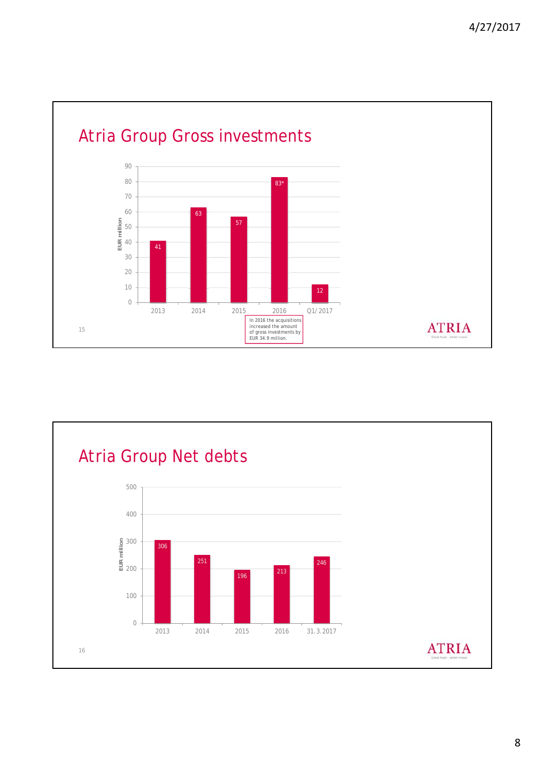## Atria Group Gross investments

| | 2013 | 2014 | 2015 | 2016 | Q1/ 2017 |
|---|---|---|---|---|---|
| EUR million | 41 | 63 | 57 | 83* | 12 |

In 2016 the acquisitions increased the amount of gross investments by EUR 34.9 million.

## Atria Group Net debts

| | 2013 | 2014 | 2015 | 2016 | 31.3.2017 |
|---|---|---|---|---|---|
| EUR million | 306 | 251 | 196 | 213 | 246 |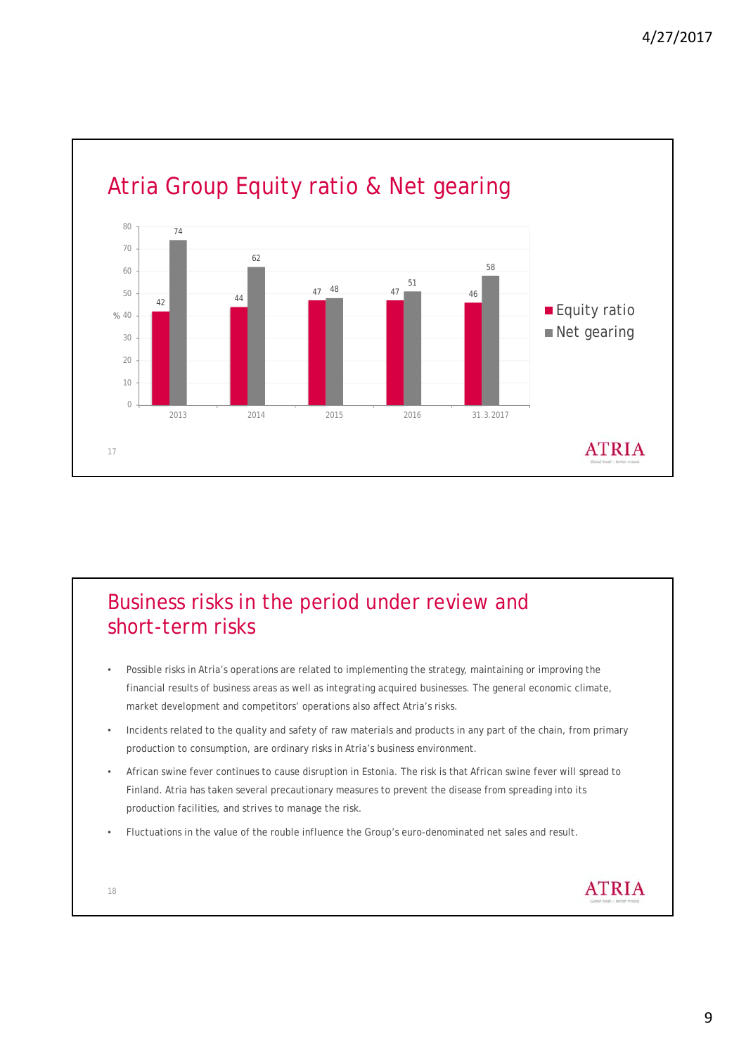## Atria Group Equity ratio & Net gearing

%

80
70
60
50
40
30
20
10
0

74
42
62
44
47 48
47
51
46
58

2013
2014
2015
2016
31.3.2017

Equity ratio
Net gearing

ATRIA

## Business risks in the period under review and short-term risks

- Possible risks in Atria's operations are related to implementing the strategy, maintaining or improving the financial results of business areas as well as integrating acquired businesses. The general economic climate, market development and competitors' operations also affect Atria's risks.
- Incidents related to the quality and safety of raw materials and products in any part of the chain, from primary production to consumption, are ordinary risks in Atria's business environment.
- African swine fever continues to cause disruption in Estonia. The risk is that African swine fever will spread to Finland. Atria has taken several precautionary measures to prevent the disease from spreading into its production facilities, and strives to manage the risk.
- Fluctuations in the value of the rouble influence the Group's euro-denominated net sales and result.

ATRIA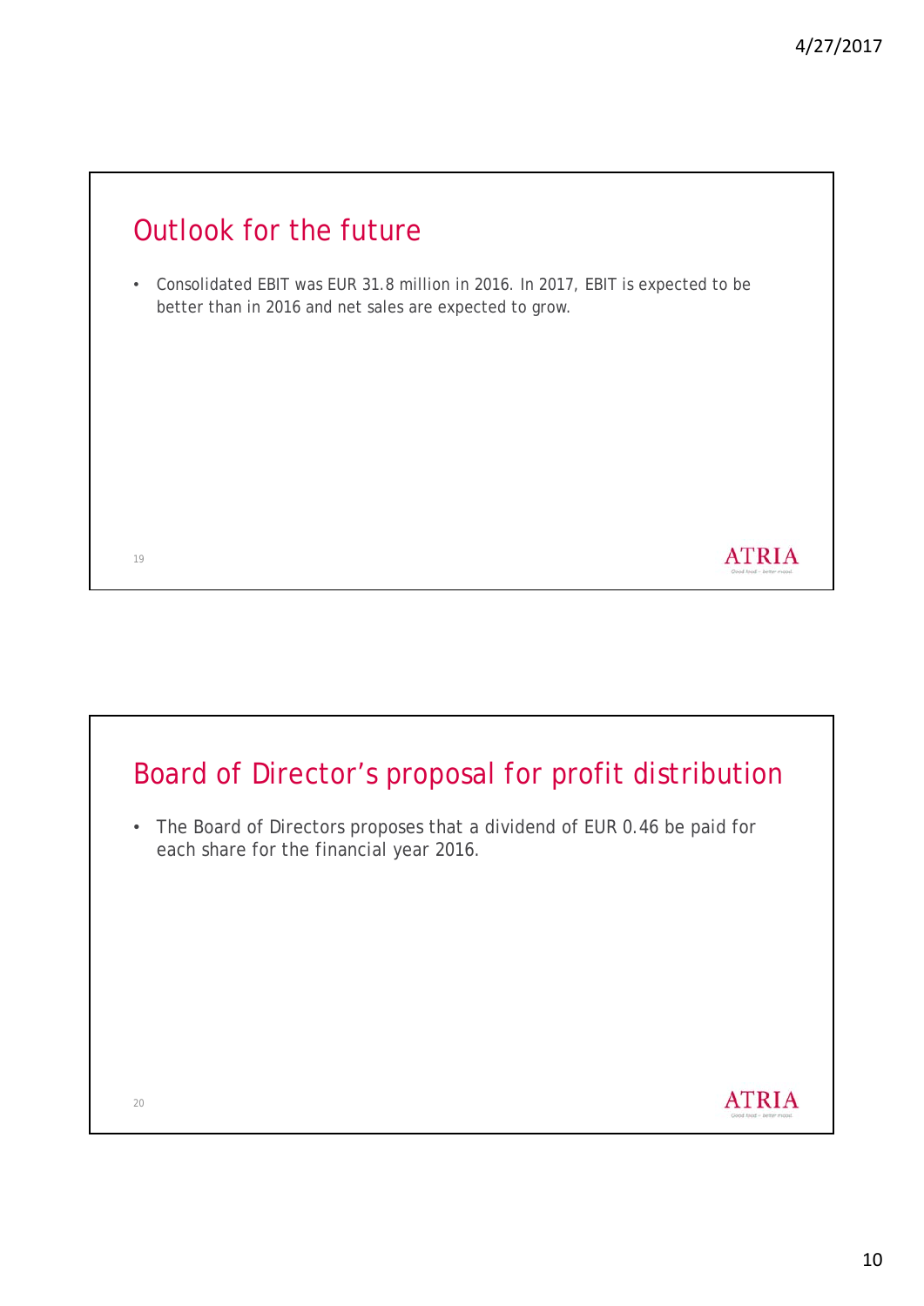## Outlook for the future

- Consolidated EBIT was EUR 31.8 million in 2016. In 2017, EBIT is expected to be better than in 2016 and net sales are expected to grow.

## Board of Director's proposal for profit distribution

- The Board of Directors proposes that a dividend of EUR 0.46 be paid for each share for the financial year 2016.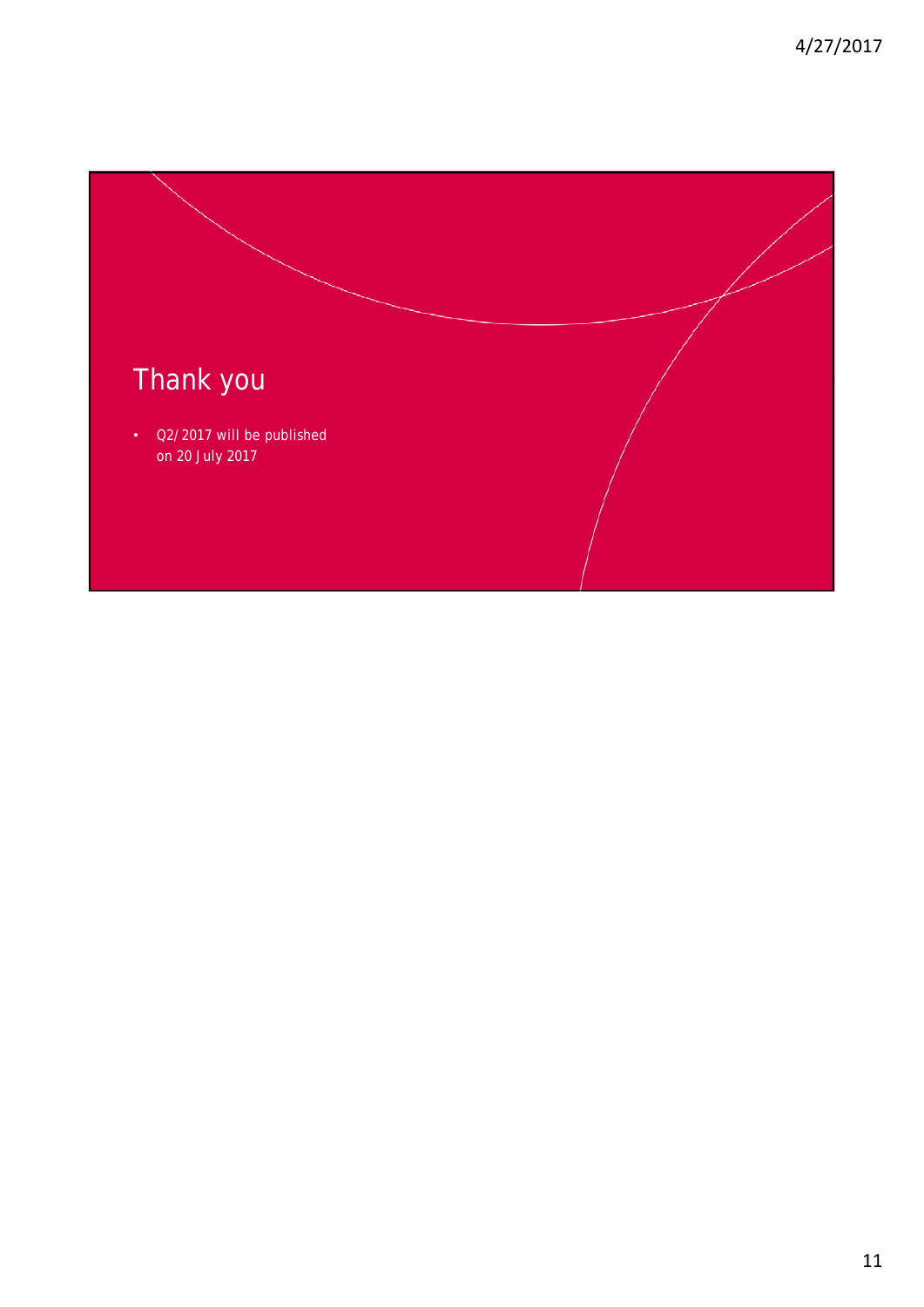# Thank you

- Q2/2017 will be published on 20 July 2017